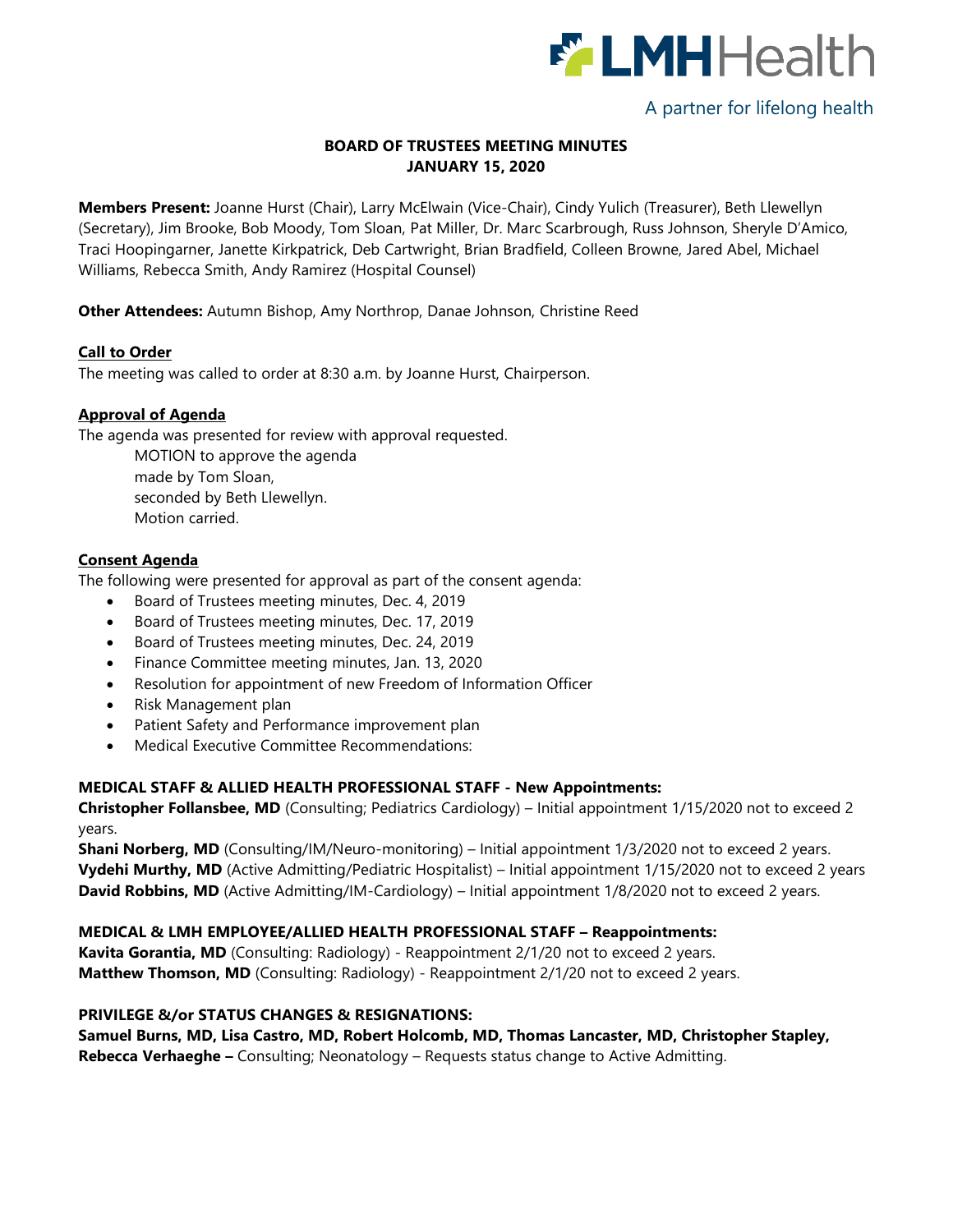# BOARD OF TRUSTEES MEETING MINUTES
## JANUARY 15, 2020

**Members Present:** Joanne Hurst (Chair), Larry McElwain (Vice-Chair), Cindy Yulich (Treasurer), Beth Llewellyn (Secretary), Jim Brooke, Bob Moody, Tom Sloan, Pat Miller, Dr. Marc Scarbrough, Russ Johnson, Sheryle D'Amico, Traci Hoopingarner, Janette Kirkpatrick, Deb Cartwright, Brian Bradfield, Colleen Browne, Jared Abel, Michael Williams, Rebecca Smith, Andy Ramirez (Hospital Counsel)

**Other Attendees:** Autumn Bishop, Amy Northrop, Danae Johnson, Christine Reed

### Call to Order

The meeting was called to order at 8:30 a.m. by Joanne Hurst, Chairperson.

### Approval of Agenda

The agenda was presented for review with approval requested.

MOTION to approve the agenda
made by Tom Sloan,
seconded by Beth Llewellyn.
Motion carried.

### Consent Agenda

The following were presented for approval as part of the consent agenda:

- Board of Trustees meeting minutes, Dec. 4, 2019
- Board of Trustees meeting minutes, Dec. 17, 2019
- Board of Trustees meeting minutes, Dec. 24, 2019
- Finance Committee meeting minutes, Jan. 13, 2020
- Resolution for appointment of new Freedom of Information Officer
- Risk Management plan
- Patient Safety and Performance improvement plan
- Medical Executive Committee Recommendations:

**MEDICAL STAFF & ALLIED HEALTH PROFESSIONAL STAFF - New Appointments:**

**Christopher Follansbee, MD** (Consulting; Pediatrics Cardiology) – Initial appointment 1/15/2020 not to exceed 2 years.
**Shani Norberg, MD** (Consulting/IM/Neuro-monitoring) – Initial appointment 1/3/2020 not to exceed 2 years.
**Vydehi Murthy, MD** (Active Admitting/Pediatric Hospitalist) – Initial appointment 1/15/2020 not to exceed 2 years
**David Robbins, MD** (Active Admitting/IM-Cardiology) – Initial appointment 1/8/2020 not to exceed 2 years.

**MEDICAL & LMH EMPLOYEE/ALLIED HEALTH PROFESSIONAL STAFF – Reappointments:**

**Kavita Gorantia, MD** (Consulting: Radiology) - Reappointment 2/1/20 not to exceed 2 years.
**Matthew Thomson, MD** (Consulting: Radiology) - Reappointment 2/1/20 not to exceed 2 years.

**PRIVILEGE &/or STATUS CHANGES & RESIGNATIONS:**

**Samuel Burns, MD, Lisa Castro, MD, Robert Holcomb, MD, Thomas Lancaster, MD, Christopher Stapley, Rebecca Verhaeghe –** Consulting; Neonatology – Requests status change to Active Admitting.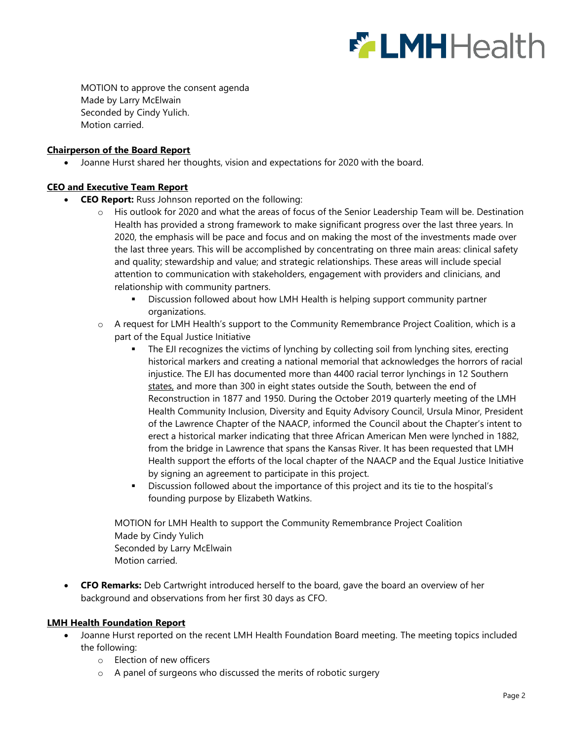MOTION to approve the consent agenda
Made by Larry McElwain
Seconded by Cindy Yulich.
Motion carried.

**Chairperson of the Board Report**

- Joanne Hurst shared her thoughts, vision and expectations for 2020 with the board.

**CEO and Executive Team Report**

- **CEO Report:** Russ Johnson reported on the following:
  - His outlook for 2020 and what the areas of focus of the Senior Leadership Team will be. Destination Health has provided a strong framework to make significant progress over the last three years. In 2020, the emphasis will be pace and focus and on making the most of the investments made over the last three years. This will be accomplished by concentrating on three main areas: clinical safety and quality; stewardship and value; and strategic relationships. These areas will include special attention to communication with stakeholders, engagement with providers and clinicians, and relationship with community partners.
    - Discussion followed about how LMH Health is helping support community partner organizations.
  - A request for LMH Health's support to the Community Remembrance Project Coalition, which is a part of the Equal Justice Initiative
    - The EJI recognizes the victims of lynching by collecting soil from lynching sites, erecting historical markers and creating a national memorial that acknowledges the horrors of racial injustice. The EJI has documented more than 4400 racial terror lynchings in 12 Southern states, and more than 300 in eight states outside the South, between the end of Reconstruction in 1877 and 1950. During the October 2019 quarterly meeting of the LMH Health Community Inclusion, Diversity and Equity Advisory Council, Ursula Minor, President of the Lawrence Chapter of the NAACP, informed the Council about the Chapter's intent to erect a historical marker indicating that three African American Men were lynched in 1882, from the bridge in Lawrence that spans the Kansas River. It has been requested that LMH Health support the efforts of the local chapter of the NAACP and the Equal Justice Initiative by signing an agreement to participate in this project.
    - Discussion followed about the importance of this project and its tie to the hospital's founding purpose by Elizabeth Watkins.

  MOTION for LMH Health to support the Community Remembrance Project Coalition
  Made by Cindy Yulich
  Seconded by Larry McElwain
  Motion carried.

- **CFO Remarks:** Deb Cartwright introduced herself to the board, gave the board an overview of her background and observations from her first 30 days as CFO.

**LMH Health Foundation Report**

- Joanne Hurst reported on the recent LMH Health Foundation Board meeting. The meeting topics included the following:
  - Election of new officers
  - A panel of surgeons who discussed the merits of robotic surgery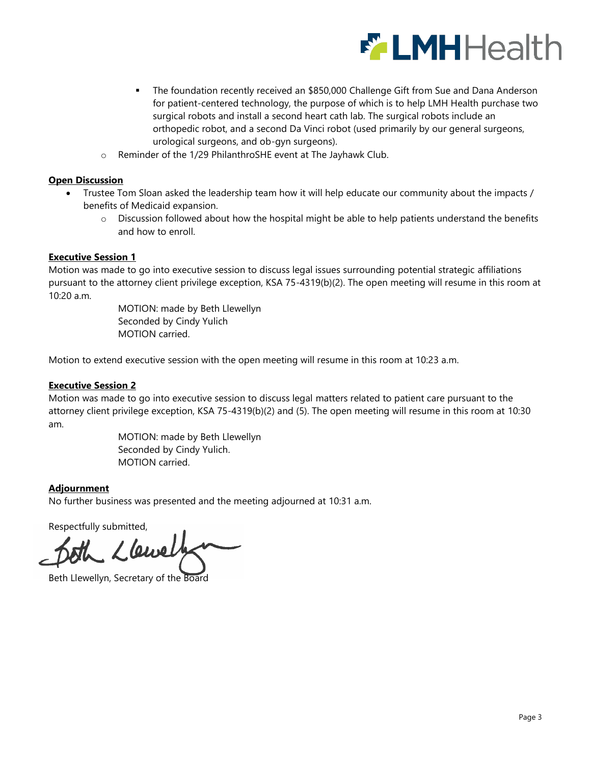- The foundation recently received an $850,000 Challenge Gift from Sue and Dana Anderson for patient-centered technology, the purpose of which is to help LMH Health purchase two surgical robots and install a second heart cath lab. The surgical robots include an orthopedic robot, and a second Da Vinci robot (used primarily by our general surgeons, urological surgeons, and ob-gyn surgeons).
    - Reminder of the 1/29 PhilanthroSHE event at The Jayhawk Club.

**Open Discussion**

- Trustee Tom Sloan asked the leadership team how it will help educate our community about the impacts / benefits of Medicaid expansion.
    - Discussion followed about how the hospital might be able to help patients understand the benefits and how to enroll.

**Executive Session 1**

Motion was made to go into executive session to discuss legal issues surrounding potential strategic affiliations pursuant to the attorney client privilege exception, KSA 75-4319(b)(2). The open meeting will resume in this room at 10:20 a.m.

MOTION: made by Beth Llewellyn
Seconded by Cindy Yulich
MOTION carried.

Motion to extend executive session with the open meeting will resume in this room at 10:23 a.m.

**Executive Session 2**

Motion was made to go into executive session to discuss legal matters related to patient care pursuant to the attorney client privilege exception, KSA 75-4319(b)(2) and (5). The open meeting will resume in this room at 10:30 am.

MOTION: made by Beth Llewellyn
Seconded by Cindy Yulich.
MOTION carried.

**Adjournment**

No further business was presented and the meeting adjourned at 10:31 a.m.

Respectfully submitted,

Beth Llewellyn, Secretary of the Board